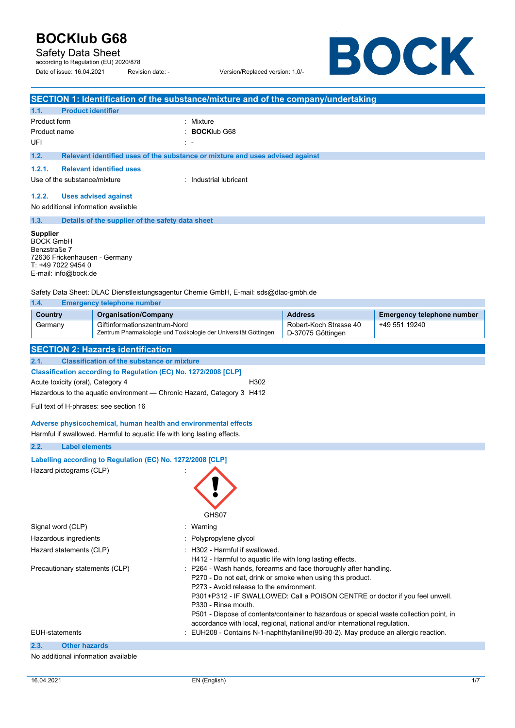# BOCKlub G68

Safety Data Sheet

according to Regulation (EU) 2020/878

Date of issue: 16.04.2021 Revision date: - Version/Replaced version: 1.0/-

## SECTION 1: Identification of the substance/mixture and of the company/undertaking

### 1.1. Product identifier

Product form : Mixture

Product name : **BOCK**lub G68

UFI : -

### 1.2. Relevant identified uses of the substance or mixture and uses advised against

#### 1.2.1. Relevant identified uses

Use of the substance/mixture : Industrial lubricant

#### 1.2.2. Uses advised against

No additional information available

### 1.3. Details of the supplier of the safety data sheet

**Supplier**
BOCK GmbH
Benzstraße 7
72636 Frickenhausen - Germany
T: +49 7022 9454 0
E-mail: info@bock.de

Safety Data Sheet: DLAC Dienstleistungsagentur Chemie GmbH, E-mail: sds@dlac-gmbh.de

### 1.4. Emergency telephone number

| Country | Organisation/Company | Address | Emergency telephone number |
|---|---|---|---|
| Germany | Giftinformationszentrum-Nord<br>Zentrum Pharmakologie und Toxikologie der Universität Göttingen | Robert-Koch Strasse 40<br>D-37075 Göttingen | +49 551 19240 |

## SECTION 2: Hazards identification

### 2.1. Classification of the substance or mixture

**Classification according to Regulation (EC) No. 1272/2008 [CLP]**

Acute toxicity (oral), Category 4 H302

Hazardous to the aquatic environment — Chronic Hazard, Category 3 H412

Full text of H-phrases: see section 16

**Adverse physicochemical, human health and environmental effects**

Harmful if swallowed. Harmful to aquatic life with long lasting effects.

### 2.2. Label elements

**Labelling according to Regulation (EC) No. 1272/2008 [CLP]**

Hazard pictograms (CLP) :

GHS07

Signal word (CLP) : Warning

Hazardous ingredients : Polypropylene glycol

Hazard statements (CLP) : H302 - Harmful if swallowed.
H412 - Harmful to aquatic life with long lasting effects.

Precautionary statements (CLP) : P264 - Wash hands, forearms and face thoroughly after handling.
P270 - Do not eat, drink or smoke when using this product.
P273 - Avoid release to the environment.
P301+P312 - IF SWALLOWED: Call a POISON CENTRE or doctor if you feel unwell.
P330 - Rinse mouth.
P501 - Dispose of contents/container to hazardous or special waste collection point, in accordance with local, regional, national and/or international regulation.

EUH-statements : EUH208 - Contains N-1-naphthylaniline(90-30-2). May produce an allergic reaction.

### 2.3. Other hazards

No additional information available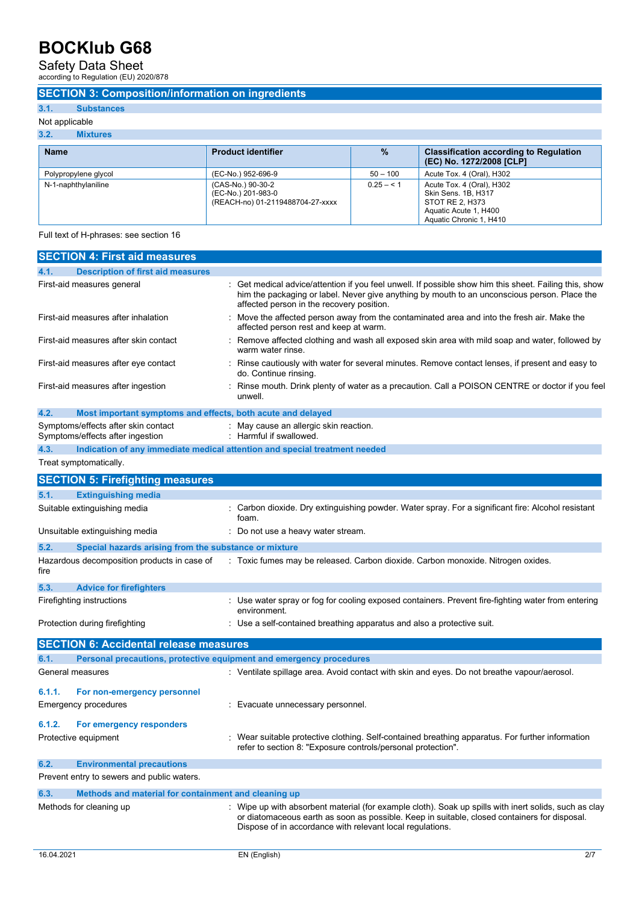## SECTION 3: Composition/information on ingredients

### 3.1. Substances

Not applicable

### 3.2. Mixtures

| Name | Product identifier | % | Classification according to Regulation (EC) No. 1272/2008 [CLP] |
|---|---|---|---|
| Polypropylene glycol | (EC-No.) 952-696-9 | 50 – 100 | Acute Tox. 4 (Oral), H302 |
| N-1-naphthylaniline | (CAS-No.) 90-30-2<br>(EC-No.) 201-983-0<br>(REACH-no) 01-2119488704-27-xxxx | 0.25 – < 1 | Acute Tox. 4 (Oral), H302<br>Skin Sens. 1B, H317<br>STOT RE 2, H373<br>Aquatic Acute 1, H400<br>Aquatic Chronic 1, H410 |

Full text of H-phrases: see section 16

## SECTION 4: First aid measures

### 4.1. Description of first aid measures

First-aid measures general : Get medical advice/attention if you feel unwell. If possible show him this sheet. Failing this, show him the packaging or label. Never give anything by mouth to an unconscious person. Place the affected person in the recovery position.

First-aid measures after inhalation : Move the affected person away from the contaminated area and into the fresh air. Make the affected person rest and keep at warm.

First-aid measures after skin contact : Remove affected clothing and wash all exposed skin area with mild soap and water, followed by warm water rinse.

First-aid measures after eye contact : Rinse cautiously with water for several minutes. Remove contact lenses, if present and easy to do. Continue rinsing.

First-aid measures after ingestion : Rinse mouth. Drink plenty of water as a precaution. Call a POISON CENTRE or doctor if you feel unwell.

### 4.2. Most important symptoms and effects, both acute and delayed

Symptoms/effects after skin contact : May cause an allergic skin reaction.

Symptoms/effects after ingestion : Harmful if swallowed.

### 4.3. Indication of any immediate medical attention and special treatment needed

Treat symptomatically.

## SECTION 5: Firefighting measures

### 5.1. Extinguishing media

Suitable extinguishing media : Carbon dioxide. Dry extinguishing powder. Water spray. For a significant fire: Alcohol resistant foam.

Unsuitable extinguishing media : Do not use a heavy water stream.

### 5.2. Special hazards arising from the substance or mixture

Hazardous decomposition products in case of fire : Toxic fumes may be released. Carbon dioxide. Carbon monoxide. Nitrogen oxides.

### 5.3. Advice for firefighters

Firefighting instructions : Use water spray or fog for cooling exposed containers. Prevent fire-fighting water from entering environment.

Protection during firefighting : Use a self-contained breathing apparatus and also a protective suit.

## SECTION 6: Accidental release measures

### 6.1. Personal precautions, protective equipment and emergency procedures

General measures : Ventilate spillage area. Avoid contact with skin and eyes. Do not breathe vapour/aerosol.

#### 6.1.1. For non-emergency personnel

Emergency procedures : Evacuate unnecessary personnel.

#### 6.1.2. For emergency responders

Protective equipment : Wear suitable protective clothing. Self-contained breathing apparatus. For further information refer to section 8: "Exposure controls/personal protection".

### 6.2. Environmental precautions

Prevent entry to sewers and public waters.

### 6.3. Methods and material for containment and cleaning up

Methods for cleaning up : Wipe up with absorbent material (for example cloth). Soak up spills with inert solids, such as clay or diatomaceous earth as soon as possible. Keep in suitable, closed containers for disposal. Dispose of in accordance with relevant local regulations.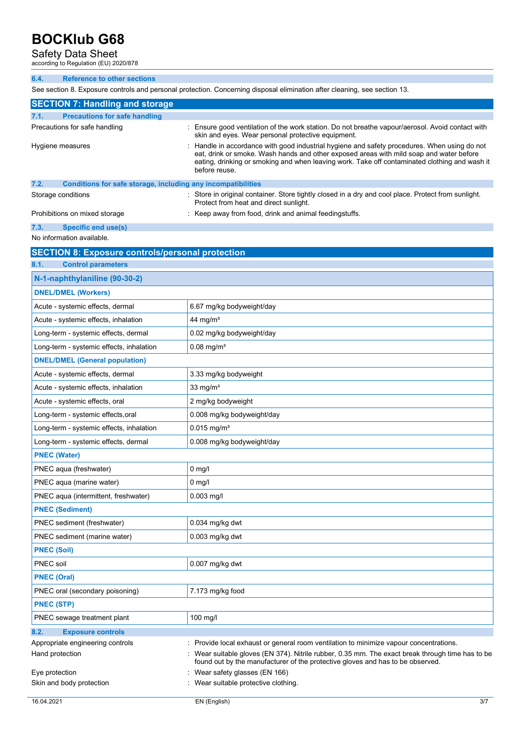### 6.4. Reference to other sections

See section 8. Exposure controls and personal protection. Concerning disposal elimination after cleaning, see section 13.

## SECTION 7: Handling and storage

### 7.1. Precautions for safe handling

Precautions for safe handling : Ensure good ventilation of the work station. Do not breathe vapour/aerosol. Avoid contact with skin and eyes. Wear personal protective equipment.

Hygiene measures : Handle in accordance with good industrial hygiene and safety procedures. When using do not eat, drink or smoke. Wash hands and other exposed areas with mild soap and water before eating, drinking or smoking and when leaving work. Take off contaminated clothing and wash it before reuse.

### 7.2. Conditions for safe storage, including any incompatibilities

Storage conditions : Store in original container. Store tightly closed in a dry and cool place. Protect from sunlight. Protect from heat and direct sunlight.

Prohibitions on mixed storage : Keep away from food, drink and animal feedingstuffs.

### 7.3. Specific end use(s)

No information available.

## SECTION 8: Exposure controls/personal protection

### 8.1. Control parameters

| N-1-naphthylaniline (90-30-2) | |
|---|---|
| **DNEL/DMEL (Workers)** | |
| Acute - systemic effects, dermal | 6.67 mg/kg bodyweight/day |
| Acute - systemic effects, inhalation | 44 mg/m³ |
| Long-term - systemic effects, dermal | 0.02 mg/kg bodyweight/day |
| Long-term - systemic effects, inhalation | 0.08 mg/m³ |
| **DNEL/DMEL (General population)** | |
| Acute - systemic effects, dermal | 3.33 mg/kg bodyweight |
| Acute - systemic effects, inhalation | 33 mg/m³ |
| Acute - systemic effects, oral | 2 mg/kg bodyweight |
| Long-term - systemic effects,oral | 0.008 mg/kg bodyweight/day |
| Long-term - systemic effects, inhalation | 0.015 mg/m³ |
| Long-term - systemic effects, dermal | 0.008 mg/kg bodyweight/day |
| **PNEC (Water)** | |
| PNEC aqua (freshwater) | 0 mg/l |
| PNEC aqua (marine water) | 0 mg/l |
| PNEC aqua (intermittent, freshwater) | 0.003 mg/l |
| **PNEC (Sediment)** | |
| PNEC sediment (freshwater) | 0.034 mg/kg dwt |
| PNEC sediment (marine water) | 0.003 mg/kg dwt |
| **PNEC (Soil)** | |
| PNEC soil | 0.007 mg/kg dwt |
| **PNEC (Oral)** | |
| PNEC oral (secondary poisoning) | 7.173 mg/kg food |
| **PNEC (STP)** | |
| PNEC sewage treatment plant | 100 mg/l |

### 8.2. Exposure controls

Appropriate engineering controls : Provide local exhaust or general room ventilation to minimize vapour concentrations.

Hand protection : Wear suitable gloves (EN 374). Nitrile rubber, 0.35 mm. The exact break through time has to be found out by the manufacturer of the protective gloves and has to be observed.

Eye protection : Wear safety glasses (EN 166)

Skin and body protection : Wear suitable protective clothing.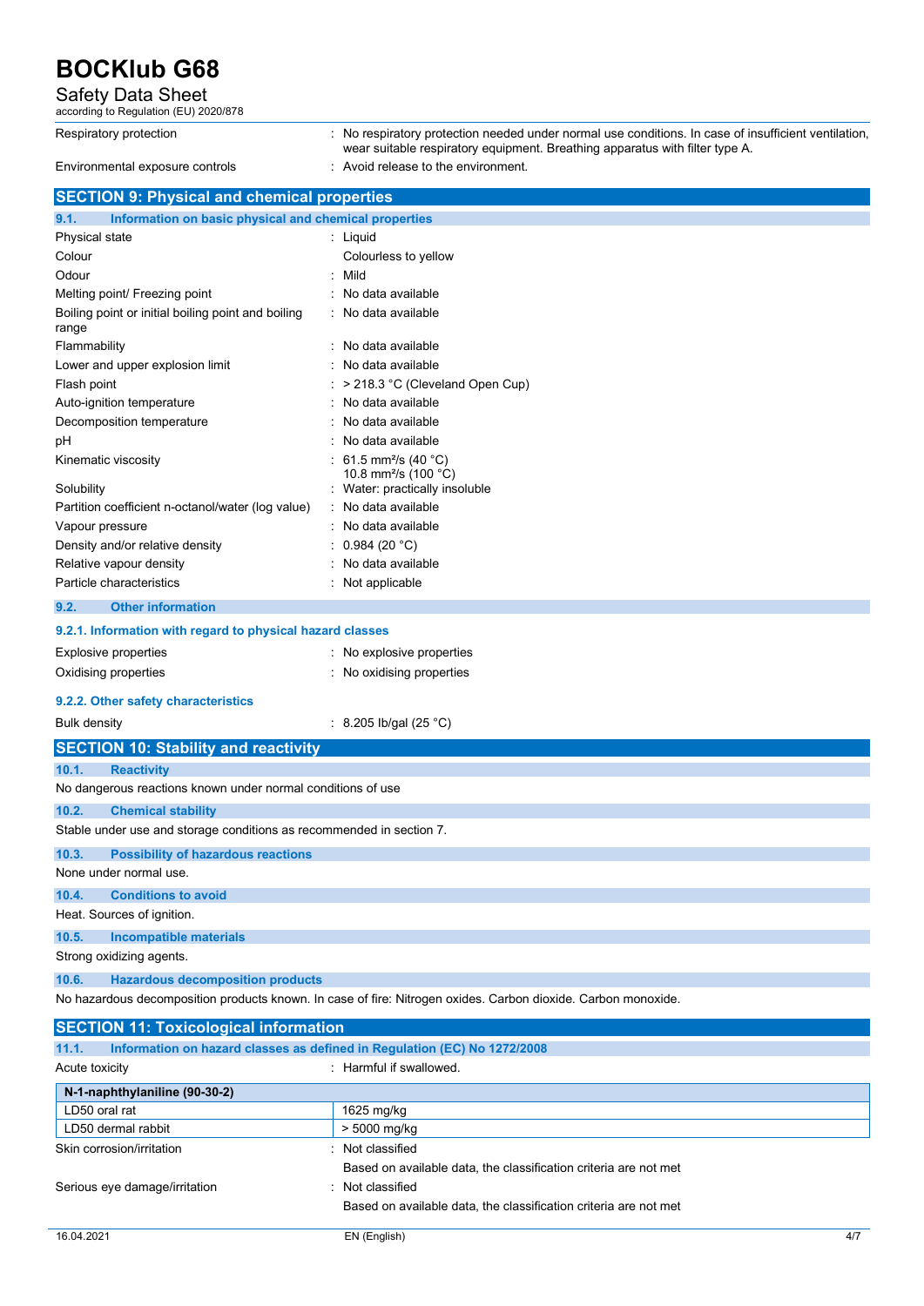| | |
|---|---|
| Respiratory protection | : No respiratory protection needed under normal use conditions. In case of insufficient ventilation, wear suitable respiratory equipment. Breathing apparatus with filter type A. |
| Environmental exposure controls | : Avoid release to the environment. |

## SECTION 9: Physical and chemical properties

### 9.1. Information on basic physical and chemical properties

| | |
|---|---|
| Physical state | : Liquid |
| Colour | Colourless to yellow |
| Odour | : Mild |
| Melting point/ Freezing point | : No data available |
| Boiling point or initial boiling point and boiling range | : No data available |
| Flammability | : No data available |
| Lower and upper explosion limit | : No data available |
| Flash point | : > 218.3 °C (Cleveland Open Cup) |
| Auto-ignition temperature | : No data available |
| Decomposition temperature | : No data available |
| pH | : No data available |
| Kinematic viscosity | : 61.5 mm²/s (40 °C)<br>10.8 mm²/s (100 °C) |
| Solubility | : Water: practically insoluble |
| Partition coefficient n-octanol/water (log value) | : No data available |
| Vapour pressure | : No data available |
| Density and/or relative density | : 0.984 (20 °C) |
| Relative vapour density | : No data available |
| Particle characteristics | : Not applicable |

### 9.2. Other information

#### 9.2.1. Information with regard to physical hazard classes

| | |
|---|---|
| Explosive properties | : No explosive properties |
| Oxidising properties | : No oxidising properties |

#### 9.2.2. Other safety characteristics

| | |
|---|---|
| Bulk density | : 8.205 lb/gal (25 °C) |

## SECTION 10: Stability and reactivity

### 10.1. Reactivity

No dangerous reactions known under normal conditions of use

### 10.2. Chemical stability

Stable under use and storage conditions as recommended in section 7.

### 10.3. Possibility of hazardous reactions

None under normal use.

### 10.4. Conditions to avoid

Heat. Sources of ignition.

### 10.5. Incompatible materials

Strong oxidizing agents.

### 10.6. Hazardous decomposition products

No hazardous decomposition products known. In case of fire: Nitrogen oxides. Carbon dioxide. Carbon monoxide.

## SECTION 11: Toxicological information

### 11.1. Information on hazard classes as defined in Regulation (EC) No 1272/2008

| | |
|---|---|
| Acute toxicity | : Harmful if swallowed. |

| N-1-naphthylaniline (90-30-2) | |
|---|---|
| LD50 oral rat | 1625 mg/kg |
| LD50 dermal rabbit | > 5000 mg/kg |

| | |
|---|---|
| Skin corrosion/irritation | : Not classified<br>Based on available data, the classification criteria are not met |
| Serious eye damage/irritation | : Not classified<br>Based on available data, the classification criteria are not met |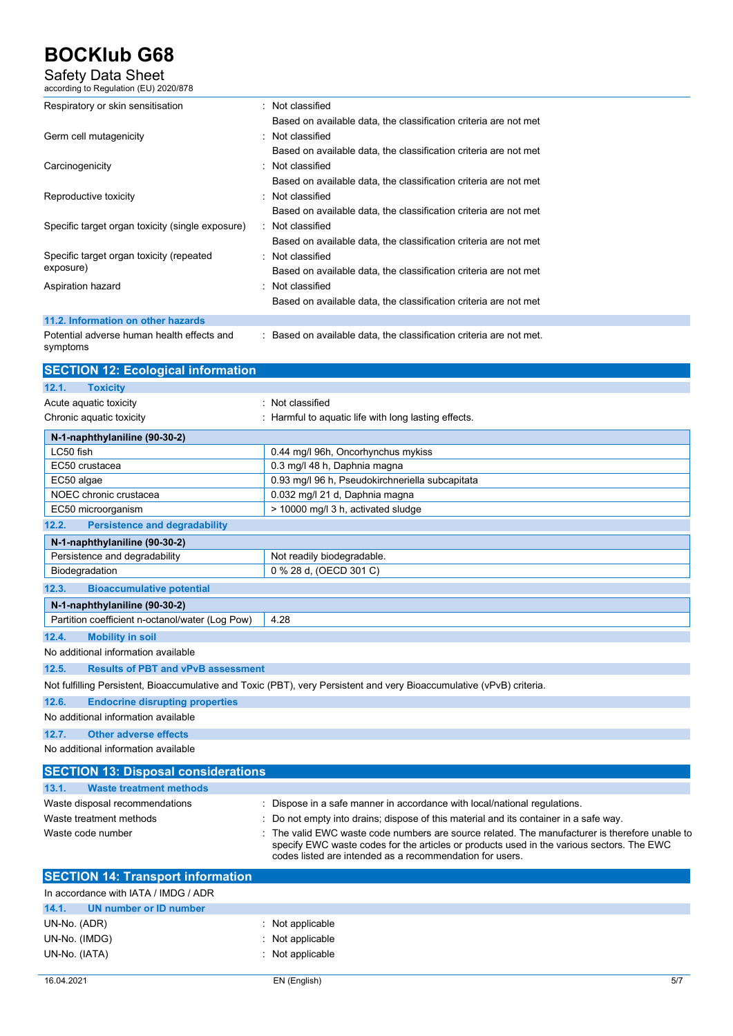| | |
|---|---|
| Respiratory or skin sensitisation | : Not classified<br>Based on available data, the classification criteria are not met |
| Germ cell mutagenicity | : Not classified<br>Based on available data, the classification criteria are not met |
| Carcinogenicity | : Not classified<br>Based on available data, the classification criteria are not met |
| Reproductive toxicity | : Not classified<br>Based on available data, the classification criteria are not met |
| Specific target organ toxicity (single exposure) | : Not classified<br>Based on available data, the classification criteria are not met |
| Specific target organ toxicity (repeated exposure) | : Not classified<br>Based on available data, the classification criteria are not met |
| Aspiration hazard | : Not classified<br>Based on available data, the classification criteria are not met |

### 11.2. Information on other hazards

Potential adverse human health effects and symptoms : Based on available data, the classification criteria are not met.

## SECTION 12: Ecological information

### 12.1. Toxicity

Acute aquatic toxicity : Not classified

Chronic aquatic toxicity : Harmful to aquatic life with long lasting effects.

| N-1-naphthylaniline (90-30-2) | |
|---|---|
| LC50 fish | 0.44 mg/l 96h, Oncorhynchus mykiss |
| EC50 crustacea | 0.3 mg/l 48 h, Daphnia magna |
| EC50 algae | 0.93 mg/l 96 h, Pseudokirchneriella subcapitata |
| NOEC chronic crustacea | 0.032 mg/l 21 d, Daphnia magna |
| EC50 microorganism | > 10000 mg/l 3 h, activated sludge |

### 12.2. Persistence and degradability

| N-1-naphthylaniline (90-30-2) | |
|---|---|
| Persistence and degradability | Not readily biodegradable. |
| Biodegradation | 0 % 28 d, (OECD 301 C) |

### 12.3. Bioaccumulative potential

| N-1-naphthylaniline (90-30-2) | |
|---|---|
| Partition coefficient n-octanol/water (Log Pow) | 4.28 |

### 12.4. Mobility in soil

No additional information available

### 12.5. Results of PBT and vPvB assessment

Not fulfilling Persistent, Bioaccumulative and Toxic (PBT), very Persistent and very Bioaccumulative (vPvB) criteria.

### 12.6. Endocrine disrupting properties

No additional information available

### 12.7. Other adverse effects

No additional information available

## SECTION 13: Disposal considerations

### 13.1. Waste treatment methods

Waste disposal recommendations : Dispose in a safe manner in accordance with local/national regulations.

Waste treatment methods : Do not empty into drains; dispose of this material and its container in a safe way.

Waste code number : The valid EWC waste code numbers are source related. The manufacturer is therefore unable to specify EWC waste codes for the articles or products used in the various sectors. The EWC codes listed are intended as a recommendation for users.

## SECTION 14: Transport information

In accordance with IATA / IMDG / ADR

### 14.1. UN number or ID number

UN-No. (ADR) : Not applicable

UN-No. (IMDG) : Not applicable

UN-No. (IATA) : Not applicable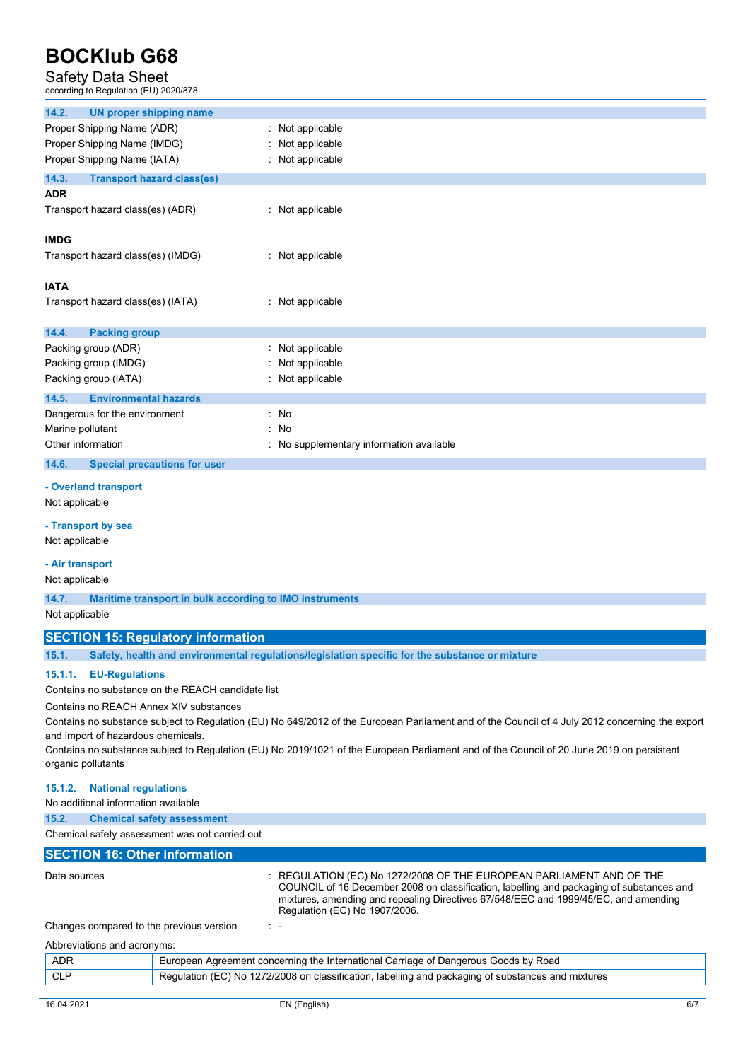### 14.2. UN proper shipping name

Proper Shipping Name (ADR) : Not applicable
Proper Shipping Name (IMDG) : Not applicable
Proper Shipping Name (IATA) : Not applicable

### 14.3. Transport hazard class(es)

**ADR**

Transport hazard class(es) (ADR) : Not applicable

**IMDG**

Transport hazard class(es) (IMDG) : Not applicable

**IATA**

Transport hazard class(es) (IATA) : Not applicable

### 14.4. Packing group

Packing group (ADR) : Not applicable
Packing group (IMDG) : Not applicable
Packing group (IATA) : Not applicable

### 14.5. Environmental hazards

Dangerous for the environment : No
Marine pollutant : No
Other information : No supplementary information available

### 14.6. Special precautions for user

**- Overland transport**

Not applicable

**- Transport by sea**

Not applicable

**- Air transport**

Not applicable

### 14.7. Maritime transport in bulk according to IMO instruments

Not applicable

## SECTION 15: Regulatory information

### 15.1. Safety, health and environmental regulations/legislation specific for the substance or mixture

#### 15.1.1. EU-Regulations

Contains no substance on the REACH candidate list

Contains no REACH Annex XIV substances

Contains no substance subject to Regulation (EU) No 649/2012 of the European Parliament and of the Council of 4 July 2012 concerning the export and import of hazardous chemicals.

Contains no substance subject to Regulation (EU) No 2019/1021 of the European Parliament and of the Council of 20 June 2019 on persistent organic pollutants

#### 15.1.2. National regulations

No additional information available

### 15.2. Chemical safety assessment

Chemical safety assessment was not carried out

## SECTION 16: Other information

Data sources : REGULATION (EC) No 1272/2008 OF THE EUROPEAN PARLIAMENT AND OF THE COUNCIL of 16 December 2008 on classification, labelling and packaging of substances and mixtures, amending and repealing Directives 67/548/EEC and 1999/45/EC, and amending Regulation (EC) No 1907/2006.

Changes compared to the previous version : -

Abbreviations and acronyms:

| | |
|---|---|
| ADR | European Agreement concerning the International Carriage of Dangerous Goods by Road |
| CLP | Regulation (EC) No 1272/2008 on classification, labelling and packaging of substances and mixtures |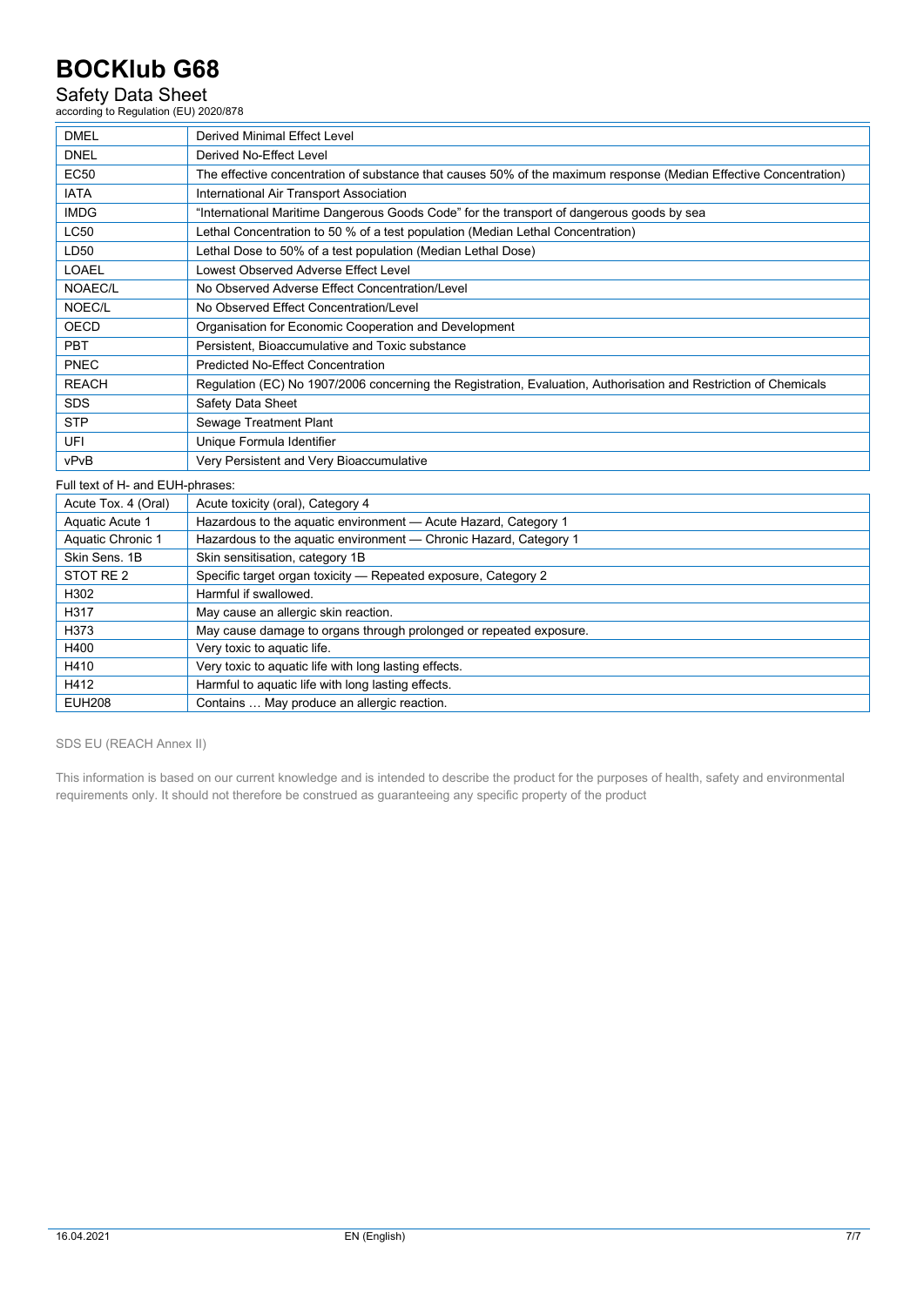| | |
|---|---|
| DMEL | Derived Minimal Effect Level |
| DNEL | Derived No-Effect Level |
| EC50 | The effective concentration of substance that causes 50% of the maximum response (Median Effective Concentration) |
| IATA | International Air Transport Association |
| IMDG | "International Maritime Dangerous Goods Code" for the transport of dangerous goods by sea |
| LC50 | Lethal Concentration to 50 % of a test population (Median Lethal Concentration) |
| LD50 | Lethal Dose to 50% of a test population (Median Lethal Dose) |
| LOAEL | Lowest Observed Adverse Effect Level |
| NOAEC/L | No Observed Adverse Effect Concentration/Level |
| NOEC/L | No Observed Effect Concentration/Level |
| OECD | Organisation for Economic Cooperation and Development |
| PBT | Persistent, Bioaccumulative and Toxic substance |
| PNEC | Predicted No-Effect Concentration |
| REACH | Regulation (EC) No 1907/2006 concerning the Registration, Evaluation, Authorisation and Restriction of Chemicals |
| SDS | Safety Data Sheet |
| STP | Sewage Treatment Plant |
| UFI | Unique Formula Identifier |
| vPvB | Very Persistent and Very Bioaccumulative |

Full text of H- and EUH-phrases:

| | |
|---|---|
| Acute Tox. 4 (Oral) | Acute toxicity (oral), Category 4 |
| Aquatic Acute 1 | Hazardous to the aquatic environment — Acute Hazard, Category 1 |
| Aquatic Chronic 1 | Hazardous to the aquatic environment — Chronic Hazard, Category 1 |
| Skin Sens. 1B | Skin sensitisation, category 1B |
| STOT RE 2 | Specific target organ toxicity — Repeated exposure, Category 2 |
| H302 | Harmful if swallowed. |
| H317 | May cause an allergic skin reaction. |
| H373 | May cause damage to organs through prolonged or repeated exposure. |
| H400 | Very toxic to aquatic life. |
| H410 | Very toxic to aquatic life with long lasting effects. |
| H412 | Harmful to aquatic life with long lasting effects. |
| EUH208 | Contains … May produce an allergic reaction. |

SDS EU (REACH Annex II)

This information is based on our current knowledge and is intended to describe the product for the purposes of health, safety and environmental requirements only. It should not therefore be construed as guaranteeing any specific property of the product